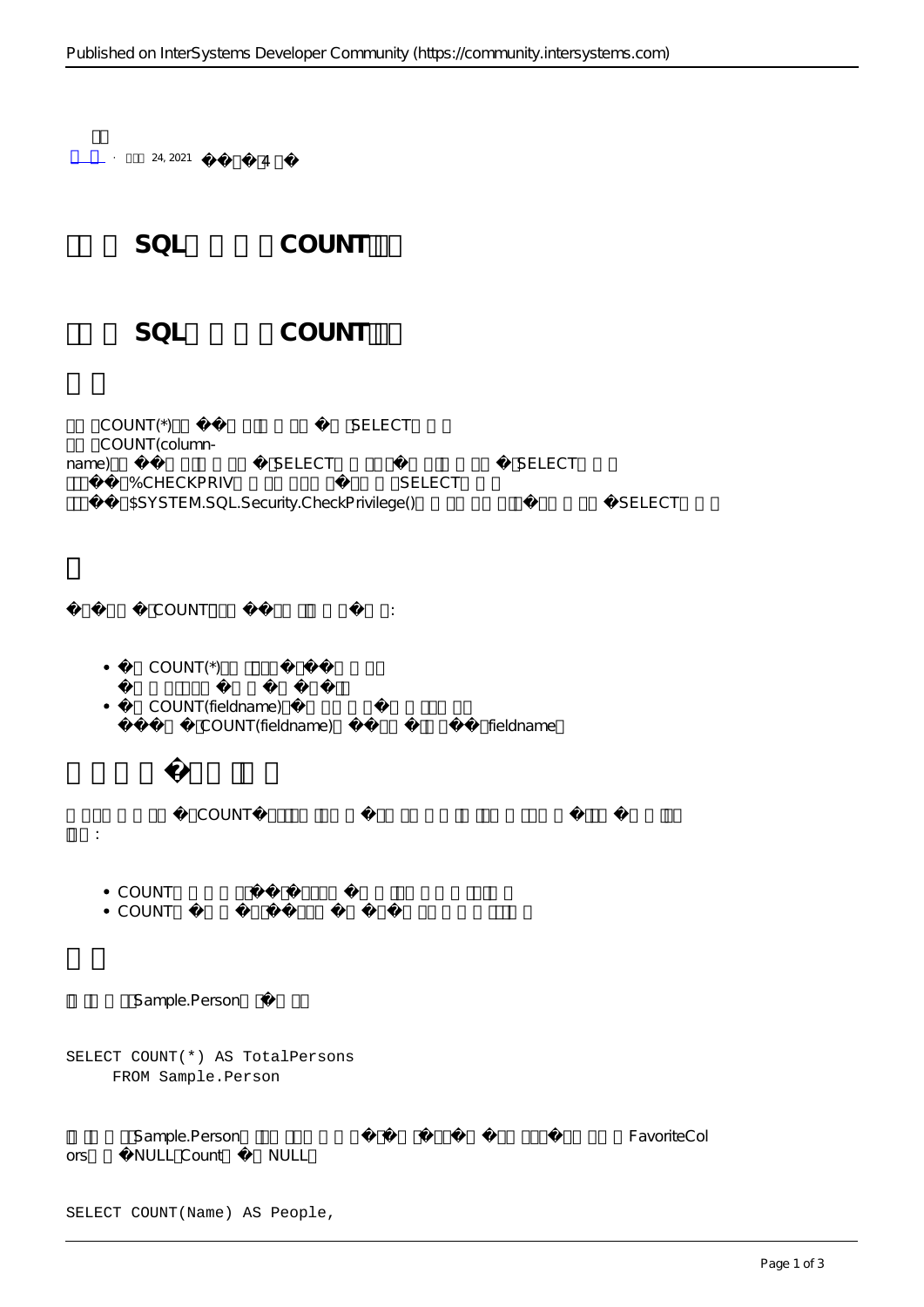$+$  24, 2021  $+$  4 **第四章 SQL聚合函数 COUNT(二)** SQL COUNT COUNT(\*) SELECT COUNT(columnname),必须对指定的列具有列级的SELECT权限,或者对指定的表具有表级的SELECT权限。 % CHECKPRIV SELECT \$SYSTEM.SQL.Security.CheckPrivilege() SELECT COUNT the count of the country of the country of the country of the country of the country of the country of the country of the country of the country of the country of the country of the country of the country of the coun  $COUNT(*)$  $\bullet$  $\bullet$ COUNT(fieldname) COUNT(fieldname) fieldname  $\sim$  COUNT 下所示: • COUNT • COUNT Sample.Person SELECT COUNT(\*) AS TotalPersons FROM Sample.Person

Sample.Person has been controlled by the Sample.Person has been controlled by the FavoriteCol ors NULL Count NULL

SELECT COUNT(Name) AS People,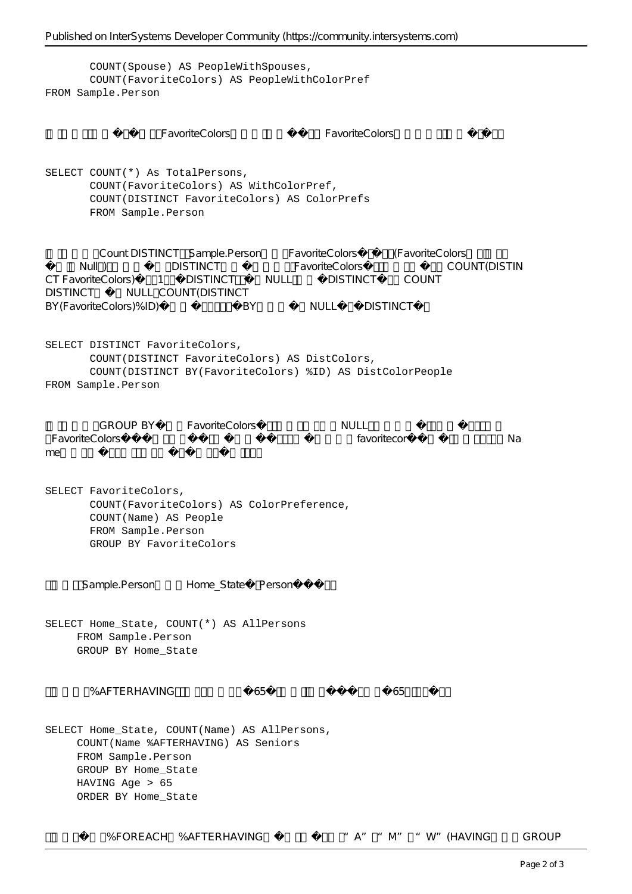COUNT(Spouse) AS PeopleWithSpouses, COUNT(FavoriteColors) AS PeopleWithColorPref FROM Sample.Person

FavoriteColors FavoriteColors

SELECT COUNT(\*) As TotalPersons, COUNT(FavoriteColors) AS WithColorPref, COUNT(DISTINCT FavoriteColors) AS ColorPrefs FROM Sample.Person

Count DISTINCT Sample.Person FavoriteColors (FavoriteColors Null) DISTINCT FavoriteColors COUNT(DISTIN CT FavoriteColors) 1 DISTINCT NULL DISTINCT COUNT DISTINCT NULL COUNT(DISTINCT BY(FavoriteColors)%ID) BY NULL DISTINCT

SELECT DISTINCT FavoriteColors, COUNT(DISTINCT FavoriteColors) AS DistColors, COUNT(DISTINCT BY(FavoriteColors) %ID) AS DistColorPeople FROM Sample.Person

| GROUP BY       | <b>FavoriteColors</b> | NULL        |    |
|----------------|-----------------------|-------------|----|
| EavoriteColors |                       | favoritecor | Na |
| me             |                       |             |    |

SELECT FavoriteColors, COUNT(FavoriteColors) AS ColorPreference, COUNT(Name) AS People FROM Sample.Person GROUP BY FavoriteColors

Sample.Person Home\_State Person

SELECT Home\_State, COUNT(\*) AS AllPersons FROM Sample.Person GROUP BY Home\_State

## %AFTERHAVING 65

SELECT Home State, COUNT(Name) AS AllPersons, COUNT(Name %AFTERHAVING) AS Seniors FROM Sample.Person GROUP BY Home\_State HAVING Age > 65 ORDER BY Home\_State

 $%$ FOREACH %AFTERHAVING  $*$ A" "M" "W"(HAVING GROUP

Page 2 of 3